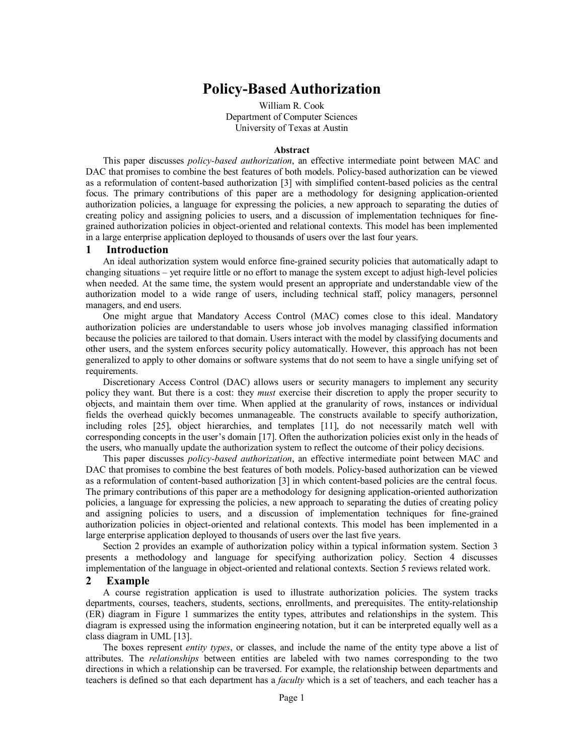# Policy-Based Authorization

William R. Cook
Department of Computer Sciences
University of Texas at Austin

### Abstract

This paper discusses *policy-based authorization*, an effective intermediate point between MAC and DAC that promises to combine the best features of both models. Policy-based authorization can be viewed as a reformulation of content-based authorization [3] with simplified content-based policies as the central focus. The primary contributions of this paper are a methodology for designing application-oriented authorization policies, a language for expressing the policies, a new approach to separating the duties of creating policy and assigning policies to users, and a discussion of implementation techniques for fine-grained authorization policies in object-oriented and relational contexts. This model has been implemented in a large enterprise application deployed to thousands of users over the last four years.

## 1 Introduction

An ideal authorization system would enforce fine-grained security policies that automatically adapt to changing situations – yet require little or no effort to manage the system except to adjust high-level policies when needed. At the same time, the system would present an appropriate and understandable view of the authorization model to a wide range of users, including technical staff, policy managers, personnel managers, and end users.

One might argue that Mandatory Access Control (MAC) comes close to this ideal. Mandatory authorization policies are understandable to users whose job involves managing classified information because the policies are tailored to that domain. Users interact with the model by classifying documents and other users, and the system enforces security policy automatically. However, this approach has not been generalized to apply to other domains or software systems that do not seem to have a single unifying set of requirements.

Discretionary Access Control (DAC) allows users or security managers to implement any security policy they want. But there is a cost: they *must* exercise their discretion to apply the proper security to objects, and maintain them over time. When applied at the granularity of rows, instances or individual fields the overhead quickly becomes unmanageable. The constructs available to specify authorization, including roles [25], object hierarchies, and templates [11], do not necessarily match well with corresponding concepts in the user's domain [17]. Often the authorization policies exist only in the heads of the users, who manually update the authorization system to reflect the outcome of their policy decisions.

This paper discusses *policy-based authorization*, an effective intermediate point between MAC and DAC that promises to combine the best features of both models. Policy-based authorization can be viewed as a reformulation of content-based authorization [3] in which content-based policies are the central focus. The primary contributions of this paper are a methodology for designing application-oriented authorization policies, a language for expressing the policies, a new approach to separating the duties of creating policy and assigning policies to users, and a discussion of implementation techniques for fine-grained authorization policies in object-oriented and relational contexts. This model has been implemented in a large enterprise application deployed to thousands of users over the last five years.

Section 2 provides an example of authorization policy within a typical information system. Section 3 presents a methodology and language for specifying authorization policy. Section 4 discusses implementation of the language in object-oriented and relational contexts. Section 5 reviews related work.

## 2 Example

A course registration application is used to illustrate authorization policies. The system tracks departments, courses, teachers, students, sections, enrollments, and prerequisites. The entity-relationship (ER) diagram in Figure 1 summarizes the entity types, attributes and relationships in the system. This diagram is expressed using the information engineering notation, but it can be interpreted equally well as a class diagram in UML [13].

The boxes represent *entity types*, or classes, and include the name of the entity type above a list of attributes. The *relationships* between entities are labeled with two names corresponding to the two directions in which a relationship can be traversed. For example, the relationship between departments and teachers is defined so that each department has a *faculty* which is a set of teachers, and each teacher has a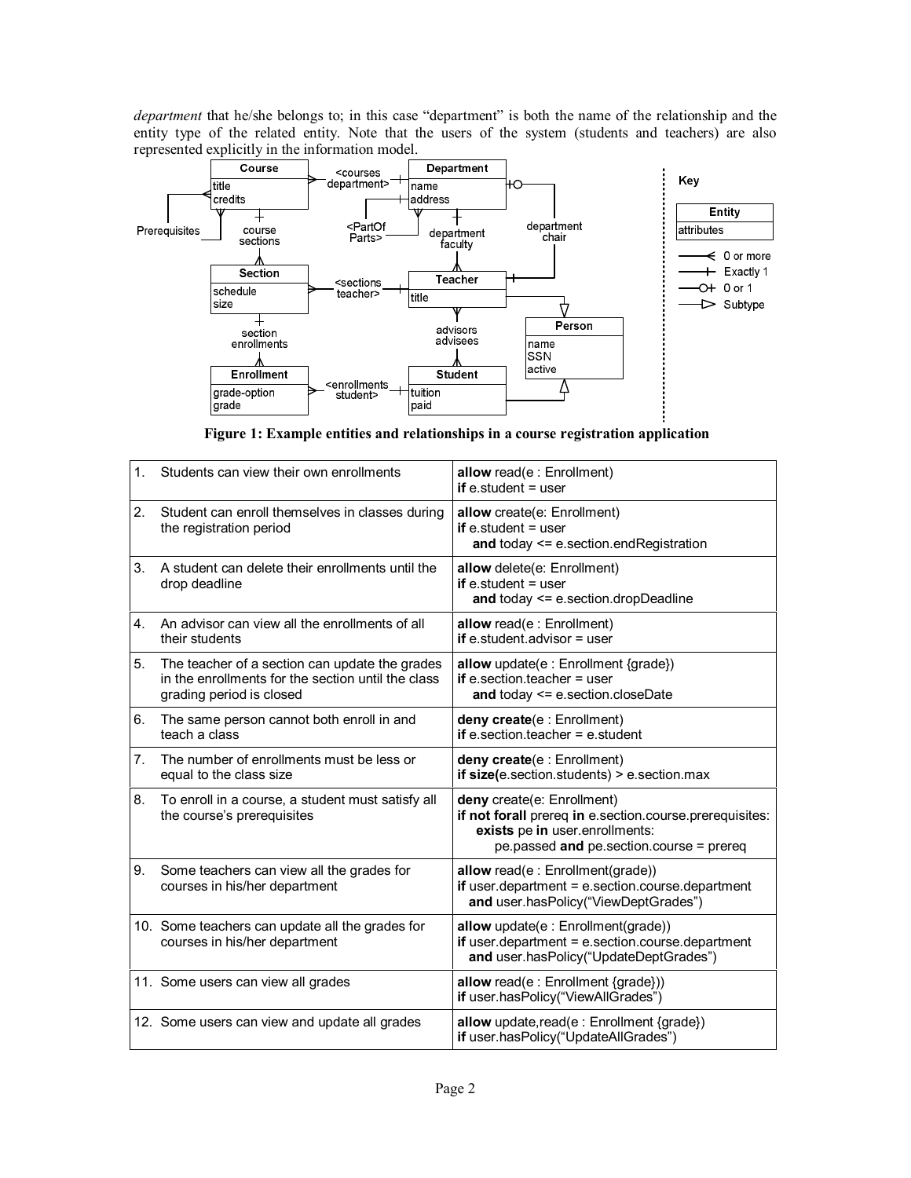*department* that he/she belongs to; in this case "department" is both the name of the relationship and the entity type of the related entity. Note that the users of the system (students and teachers) are also represented explicitly in the information model.

**Figure 1: Example entities and relationships in a course registration application**

| | | |
|---|---|---|
| 1. | Students can view their own enrollments | **allow** read(e : Enrollment)<br>**if** e.student = user |
| 2. | Student can enroll themselves in classes during the registration period | **allow** create(e: Enrollment)<br>**if** e.student = user<br>**and** today <= e.section.endRegistration |
| 3. | A student can delete their enrollments until the drop deadline | **allow** delete(e: Enrollment)<br>**if** e.student = user<br>**and** today <= e.section.dropDeadline |
| 4. | An advisor can view all the enrollments of all their students | **allow** read(e : Enrollment)<br>**if** e.student.advisor = user |
| 5. | The teacher of a section can update the grades in the enrollments for the section until the class grading period is closed | **allow** update(e : Enrollment {grade})<br>**if** e.section.teacher = user<br>**and** today <= e.section.closeDate |
| 6. | The same person cannot both enroll in and teach a class | **deny create**(e : Enrollment)<br>**if** e.section.teacher = e.student |
| 7. | The number of enrollments must be less or equal to the class size | **deny create**(e : Enrollment)<br>**if size(**e.section.students) > e.section.max |
| 8. | To enroll in a course, a student must satisfy all the course's prerequisites | **deny** create(e: Enrollment)<br>**if not forall** prereq **in** e.section.course.prerequisites:<br>**exists** pe **in** user.enrollments:<br>pe.passed **and** pe.section.course = prereq |
| 9. | Some teachers can view all the grades for courses in his/her department | **allow** read(e : Enrollment(grade))<br>**if** user.department = e.section.course.department<br>**and** user.hasPolicy("ViewDeptGrades") |
| 10. | Some teachers can update all the grades for courses in his/her department | **allow** update(e : Enrollment(grade))<br>**if** user.department = e.section.course.department<br>**and** user.hasPolicy("UpdateDeptGrades") |
| 11. | Some users can view all grades | **allow** read(e : Enrollment {grade}))<br>**if** user.hasPolicy("ViewAllGrades") |
| 12. | Some users can view and update all grades | **allow** update,read(e : Enrollment {grade})<br>**if** user.hasPolicy("UpdateAllGrades") |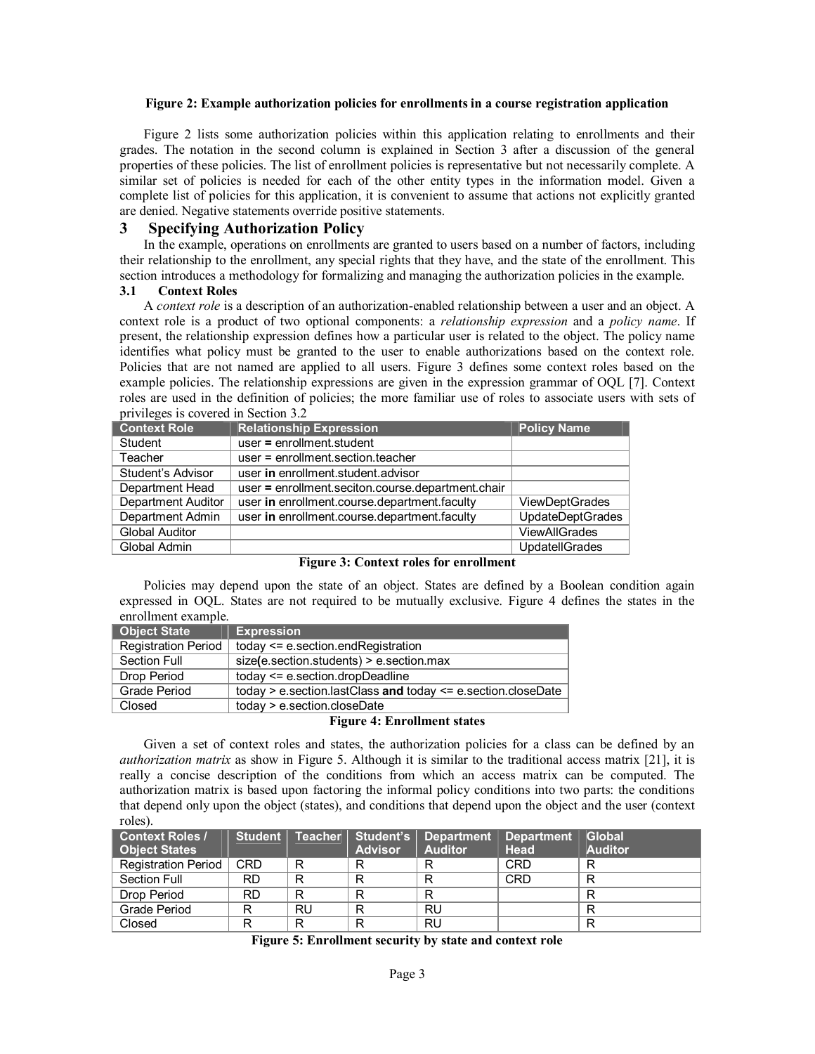**Figure 2: Example authorization policies for enrollments in a course registration application**

Figure 2 lists some authorization policies within this application relating to enrollments and their grades. The notation in the second column is explained in Section 3 after a discussion of the general properties of these policies. The list of enrollment policies is representative but not necessarily complete. A similar set of policies is needed for each of the other entity types in the information model. Given a complete list of policies for this application, it is convenient to assume that actions not explicitly granted are denied. Negative statements override positive statements.

# 3 Specifying Authorization Policy

In the example, operations on enrollments are granted to users based on a number of factors, including their relationship to the enrollment, any special rights that they have, and the state of the enrollment. This section introduces a methodology for formalizing and managing the authorization policies in the example.

## 3.1 Context Roles

A *context role* is a description of an authorization-enabled relationship between a user and an object. A context role is a product of two optional components: a *relationship expression* and a *policy name*. If present, the relationship expression defines how a particular user is related to the object. The policy name identifies what policy must be granted to the user to enable authorizations based on the context role. Policies that are not named are applied to all users. Figure 3 defines some context roles based on the example policies. The relationship expressions are given in the expression grammar of OQL [7]. Context roles are used in the definition of policies; the more familiar use of roles to associate users with sets of privileges is covered in Section 3.2

| Context Role | Relationship Expression | Policy Name |
|---|---|---|
| Student | user **=** enrollment.student | |
| Teacher | user = enrollment.section.teacher | |
| Student's Advisor | user **in** enrollment.student.advisor | |
| Department Head | user **=** enrollment.seciton.course.department.chair | |
| Department Auditor | user **in** enrollment.course.department.faculty | ViewDeptGrades |
| Department Admin | user **in** enrollment.course.department.faculty | UpdateDeptGrades |
| Global Auditor | | ViewAllGrades |
| Global Admin | | UpdatellGrades |

**Figure 3: Context roles for enrollment**

Policies may depend upon the state of an object. States are defined by a Boolean condition again expressed in OQL. States are not required to be mutually exclusive. Figure 4 defines the states in the enrollment example.

| Object State | Expression |
|---|---|
| Registration Period | today <= e.section.endRegistration |
| Section Full | size**(**e.section.students) > e.section.max |
| Drop Period | today <= e.section.dropDeadline |
| Grade Period | today > e.section.lastClass **and** today <= e.section.closeDate |
| Closed | today > e.section.closeDate |

**Figure 4: Enrollment states**

Given a set of context roles and states, the authorization policies for a class can be defined by an *authorization matrix* as show in Figure 5. Although it is similar to the traditional access matrix [21], it is really a concise description of the conditions from which an access matrix can be computed. The authorization matrix is based upon factoring the informal policy conditions into two parts: the conditions that depend only upon the object (states), and conditions that depend upon the object and the user (context roles).

| Context Roles / Object States | Student | Teacher | Student's Advisor | Department Auditor | Department Head | Global Auditor |
|---|---|---|---|---|---|---|
| Registration Period | CRD | R | R | R | CRD | R |
| Section Full | RD | R | R | R | CRD | R |
| Drop Period | RD | R | R | R | | R |
| Grade Period | R | RU | R | RU | | R |
| Closed | R | R | R | RU | | R |

**Figure 5: Enrollment security by state and context role**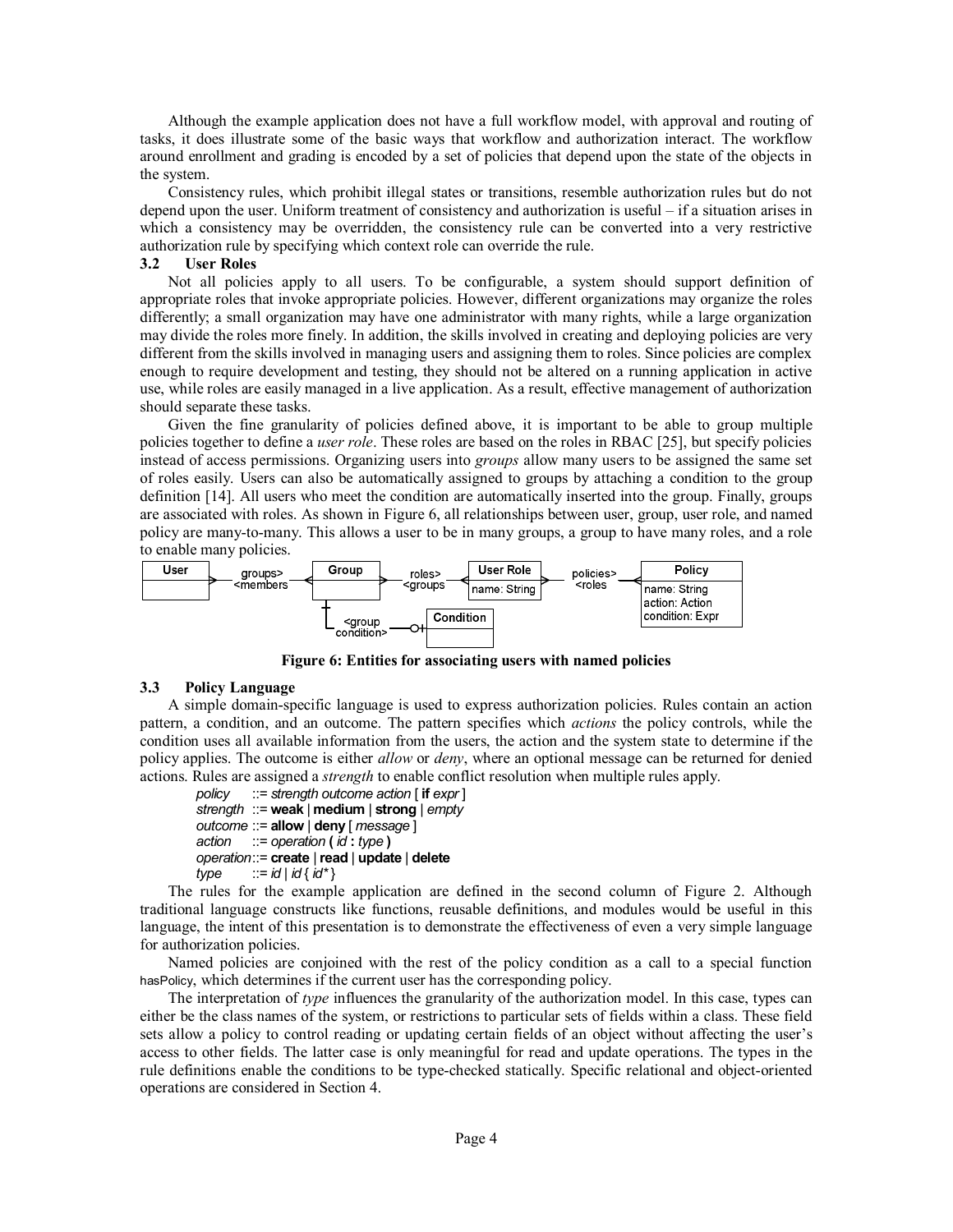Although the example application does not have a full workflow model, with approval and routing of tasks, it does illustrate some of the basic ways that workflow and authorization interact. The workflow around enrollment and grading is encoded by a set of policies that depend upon the state of the objects in the system.

Consistency rules, which prohibit illegal states or transitions, resemble authorization rules but do not depend upon the user. Uniform treatment of consistency and authorization is useful – if a situation arises in which a consistency may be overridden, the consistency rule can be converted into a very restrictive authorization rule by specifying which context role can override the rule.

### 3.2 User Roles

Not all policies apply to all users. To be configurable, a system should support definition of appropriate roles that invoke appropriate policies. However, different organizations may organize the roles differently; a small organization may have one administrator with many rights, while a large organization may divide the roles more finely. In addition, the skills involved in creating and deploying policies are very different from the skills involved in managing users and assigning them to roles. Since policies are complex enough to require development and testing, they should not be altered on a running application in active use, while roles are easily managed in a live application. As a result, effective management of authorization should separate these tasks.

Given the fine granularity of policies defined above, it is important to be able to group multiple policies together to define a *user role*. These roles are based on the roles in RBAC [25], but specify policies instead of access permissions. Organizing users into *groups* allow many users to be assigned the same set of roles easily. Users can also be automatically assigned to groups by attaching a condition to the group definition [14]. All users who meet the condition are automatically inserted into the group. Finally, groups are associated with roles. As shown in Figure 6, all relationships between user, group, user role, and named policy are many-to-many. This allows a user to be in many groups, a group to have many roles, and a role to enable many policies.

**Figure 6: Entities for associating users with named policies**

### 3.3 Policy Language

A simple domain-specific language is used to express authorization policies. Rules contain an action pattern, a condition, and an outcome. The pattern specifies which *actions* the policy controls, while the condition uses all available information from the users, the action and the system state to determine if the policy applies. The outcome is either *allow* or *deny*, where an optional message can be returned for denied actions. Rules are assigned a *strength* to enable conflict resolution when multiple rules apply.

```
policy    ::= strength outcome action [ if expr ]
strength  ::= weak | medium | strong | empty
outcome   ::= allow | deny [ message ]
action    ::= operation ( id : type )
operation ::= create | read | update | delete
type      ::= id | id { id* }
```

The rules for the example application are defined in the second column of Figure 2. Although traditional language constructs like functions, reusable definitions, and modules would be useful in this language, the intent of this presentation is to demonstrate the effectiveness of even a very simple language for authorization policies.

Named policies are conjoined with the rest of the policy condition as a call to a special function hasPolicy, which determines if the current user has the corresponding policy.

The interpretation of *type* influences the granularity of the authorization model. In this case, types can either be the class names of the system, or restrictions to particular sets of fields within a class. These field sets allow a policy to control reading or updating certain fields of an object without affecting the user's access to other fields. The latter case is only meaningful for read and update operations. The types in the rule definitions enable the conditions to be type-checked statically. Specific relational and object-oriented operations are considered in Section 4.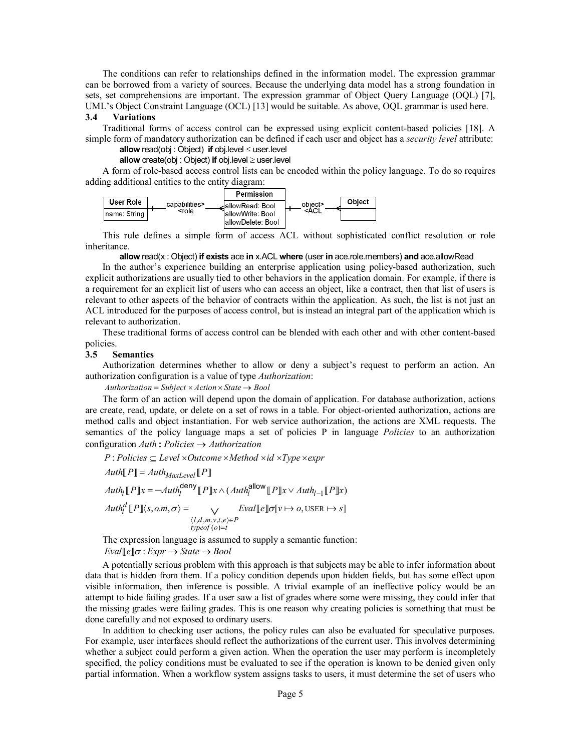The conditions can refer to relationships defined in the information model. The expression grammar can be borrowed from a variety of sources. Because the underlying data model has a strong foundation in sets, set comprehensions are important. The expression grammar of Object Query Language (OQL) [7], UML's Object Constraint Language (OCL) [13] would be suitable. As above, OQL grammar is used here.

### 3.4 Variations

Traditional forms of access control can be expressed using explicit content-based policies [18]. A simple form of mandatory authorization can be defined if each user and object has a *security level* attribute:

**allow** read(obj : Object) **if** obj.level ≤ user.level

**allow** create(obj : Object) **if** obj.level ≥ user.level

A form of role-based access control lists can be encoded within the policy language. To do so requires adding additional entities to the entity diagram:

| User Role |
|---|
| name: String |

capabilities> <role

| Permission |
|---|
| allowRead: Bool |
| allowWrite: Bool |
| allowDelete: Bool |

object> <ACL

| Object |
|---|
| |

This rule defines a simple form of access ACL without sophisticated conflict resolution or role inheritance.

**allow** read(x : Object) **if exists** ace **in** x.ACL **where** (user **in** ace.role.members) **and** ace.allowRead

In the author's experience building an enterprise application using policy-based authorization, such explicit authorizations are usually tied to other behaviors in the application domain. For example, if there is a requirement for an explicit list of users who can access an object, like a contract, then that list of users is relevant to other aspects of the behavior of contracts within the application. As such, the list is not just an ACL introduced for the purposes of access control, but is instead an integral part of the application which is relevant to authorization.

These traditional forms of access control can be blended with each other and with other content-based policies.

### 3.5 Semantics

Authorization determines whether to allow or deny a subject's request to perform an action. An authorization configuration is a value of type *Authorization*:

$$Authorization = Subject \times Action \times State \rightarrow Bool$$

The form of an action will depend upon the domain of application. For database authorization, actions are create, read, update, or delete on a set of rows in a table. For object-oriented authorization, actions are method calls and object instantiation. For web service authorization, the actions are XML requests. The semantics of the policy language maps a set of policies P in language *Policies* to an authorization configuration $Auth : Policies \rightarrow Authorization$

$$P : Policies \subseteq Level \times Outcome \times Method \times id \times Type \times expr$$

$$Auth[\![P]\!] = Auth_{MaxLevel}[\![P]\!]$$

$$Auth_l[\![P]\!]x = \neg Auth_l^{\mathsf{deny}}[\![P]\!]x \wedge (Auth_l^{\mathsf{allow}}[\![P]\!]x \vee Auth_{l-1}[\![P]\!]x)$$

$$Auth_l^d[\![P]\!]\langle s, o.m, \sigma\rangle = \bigvee_{\substack{\langle l,d,m,v,t,e\rangle \in P \\ typeof(o)=t}} Eval[\![e]\!]\sigma[v \mapsto o, \text{USER} \mapsto s]$$

The expression language is assumed to supply a semantic function:

$$Eval[\![e]\!]\sigma : Expr \rightarrow State \rightarrow Bool$$

A potentially serious problem with this approach is that subjects may be able to infer information about data that is hidden from them. If a policy condition depends upon hidden fields, but has some effect upon visible information, then inference is possible. A trivial example of an ineffective policy would be an attempt to hide failing grades. If a user saw a list of grades where some were missing, they could infer that the missing grades were failing grades. This is one reason why creating policies is something that must be done carefully and not exposed to ordinary users.

In addition to checking user actions, the policy rules can also be evaluated for speculative purposes. For example, user interfaces should reflect the authorizations of the current user. This involves determining whether a subject could perform a given action. When the operation the user may perform is incompletely specified, the policy conditions must be evaluated to see if the operation is known to be denied given only partial information. When a workflow system assigns tasks to users, it must determine the set of users who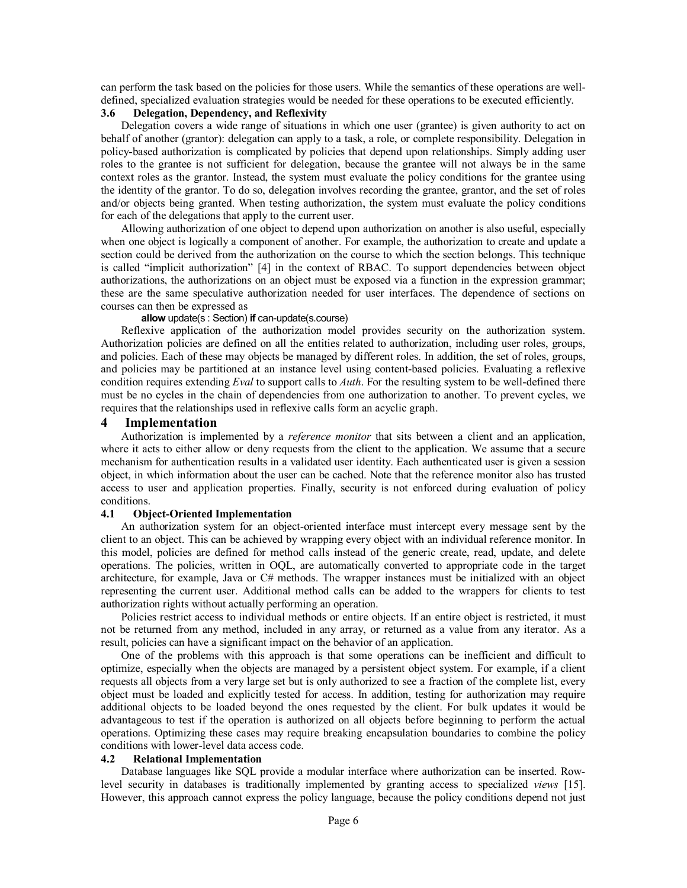can perform the task based on the policies for those users. While the semantics of these operations are well-defined, specialized evaluation strategies would be needed for these operations to be executed efficiently.

### 3.6 Delegation, Dependency, and Reflexivity

Delegation covers a wide range of situations in which one user (grantee) is given authority to act on behalf of another (grantor): delegation can apply to a task, a role, or complete responsibility. Delegation in policy-based authorization is complicated by policies that depend upon relationships. Simply adding user roles to the grantee is not sufficient for delegation, because the grantee will not always be in the same context roles as the grantor. Instead, the system must evaluate the policy conditions for the grantee using the identity of the grantor. To do so, delegation involves recording the grantee, grantor, and the set of roles and/or objects being granted. When testing authorization, the system must evaluate the policy conditions for each of the delegations that apply to the current user.

Allowing authorization of one object to depend upon authorization on another is also useful, especially when one object is logically a component of another. For example, the authorization to create and update a section could be derived from the authorization on the course to which the section belongs. This technique is called "implicit authorization" [4] in the context of RBAC. To support dependencies between object authorizations, the authorizations on an object must be exposed via a function in the expression grammar; these are the same speculative authorization needed for user interfaces. The dependence of sections on courses can then be expressed as

**allow** update(s : Section) **if** can-update(s.course)

Reflexive application of the authorization model provides security on the authorization system. Authorization policies are defined on all the entities related to authorization, including user roles, groups, and policies. Each of these may objects be managed by different roles. In addition, the set of roles, groups, and policies may be partitioned at an instance level using content-based policies. Evaluating a reflexive condition requires extending *Eval* to support calls to *Auth*. For the resulting system to be well-defined there must be no cycles in the chain of dependencies from one authorization to another. To prevent cycles, we requires that the relationships used in reflexive calls form an acyclic graph.

## 4 Implementation

Authorization is implemented by a *reference monitor* that sits between a client and an application, where it acts to either allow or deny requests from the client to the application. We assume that a secure mechanism for authentication results in a validated user identity. Each authenticated user is given a session object, in which information about the user can be cached. Note that the reference monitor also has trusted access to user and application properties. Finally, security is not enforced during evaluation of policy conditions.

### 4.1 Object-Oriented Implementation

An authorization system for an object-oriented interface must intercept every message sent by the client to an object. This can be achieved by wrapping every object with an individual reference monitor. In this model, policies are defined for method calls instead of the generic create, read, update, and delete operations. The policies, written in OQL, are automatically converted to appropriate code in the target architecture, for example, Java or C# methods. The wrapper instances must be initialized with an object representing the current user. Additional method calls can be added to the wrappers for clients to test authorization rights without actually performing an operation.

Policies restrict access to individual methods or entire objects. If an entire object is restricted, it must not be returned from any method, included in any array, or returned as a value from any iterator. As a result, policies can have a significant impact on the behavior of an application.

One of the problems with this approach is that some operations can be inefficient and difficult to optimize, especially when the objects are managed by a persistent object system. For example, if a client requests all objects from a very large set but is only authorized to see a fraction of the complete list, every object must be loaded and explicitly tested for access. In addition, testing for authorization may require additional objects to be loaded beyond the ones requested by the client. For bulk updates it would be advantageous to test if the operation is authorized on all objects before beginning to perform the actual operations. Optimizing these cases may require breaking encapsulation boundaries to combine the policy conditions with lower-level data access code.

### 4.2 Relational Implementation

Database languages like SQL provide a modular interface where authorization can be inserted. Row-level security in databases is traditionally implemented by granting access to specialized *views* [15]. However, this approach cannot express the policy language, because the policy conditions depend not just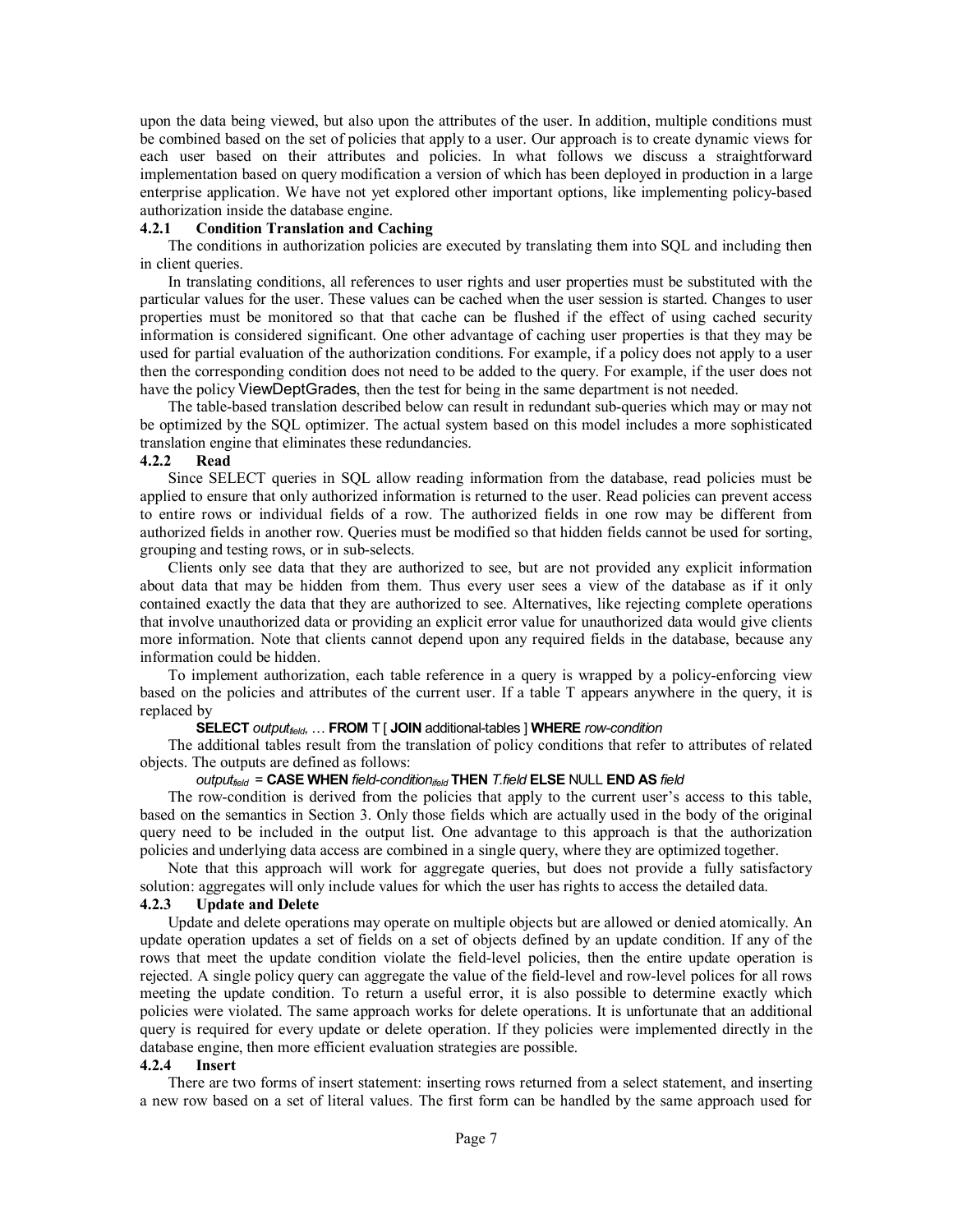upon the data being viewed, but also upon the attributes of the user. In addition, multiple conditions must be combined based on the set of policies that apply to a user. Our approach is to create dynamic views for each user based on their attributes and policies. In what follows we discuss a straightforward implementation based on query modification a version of which has been deployed in production in a large enterprise application. We have not yet explored other important options, like implementing policy-based authorization inside the database engine.

#### 4.2.1 Condition Translation and Caching

The conditions in authorization policies are executed by translating them into SQL and including then in client queries.

In translating conditions, all references to user rights and user properties must be substituted with the particular values for the user. These values can be cached when the user session is started. Changes to user properties must be monitored so that that cache can be flushed if the effect of using cached security information is considered significant. One other advantage of caching user properties is that they may be used for partial evaluation of the authorization conditions. For example, if a policy does not apply to a user then the corresponding condition does not need to be added to the query. For example, if the user does not have the policy ViewDeptGrades, then the test for being in the same department is not needed.

The table-based translation described below can result in redundant sub-queries which may or may not be optimized by the SQL optimizer. The actual system based on this model includes a more sophisticated translation engine that eliminates these redundancies.

#### 4.2.2 Read

Since SELECT queries in SQL allow reading information from the database, read policies must be applied to ensure that only authorized information is returned to the user. Read policies can prevent access to entire rows or individual fields of a row. The authorized fields in one row may be different from authorized fields in another row. Queries must be modified so that hidden fields cannot be used for sorting, grouping and testing rows, or in sub-selects.

Clients only see data that they are authorized to see, but are not provided any explicit information about data that may be hidden from them. Thus every user sees a view of the database as if it only contained exactly the data that they are authorized to see. Alternatives, like rejecting complete operations that involve unauthorized data or providing an explicit error value for unauthorized data would give clients more information. Note that clients cannot depend upon any required fields in the database, because any information could be hidden.

To implement authorization, each table reference in a query is wrapped by a policy-enforcing view based on the policies and attributes of the current user. If a table T appears anywhere in the query, it is replaced by

**SELECT** *output$_{field}$*, … **FROM** T [ **JOIN** additional-tables ] **WHERE** *row-condition*

The additional tables result from the translation of policy conditions that refer to attributes of related objects. The outputs are defined as follows:

*output$_{field}$* = **CASE WHEN** *field-condition$_{ifeld}$* **THEN** *T.field* **ELSE** NULL **END AS** *field*

The row-condition is derived from the policies that apply to the current user's access to this table, based on the semantics in Section 3. Only those fields which are actually used in the body of the original query need to be included in the output list. One advantage to this approach is that the authorization policies and underlying data access are combined in a single query, where they are optimized together.

Note that this approach will work for aggregate queries, but does not provide a fully satisfactory solution: aggregates will only include values for which the user has rights to access the detailed data.

#### 4.2.3 Update and Delete

Update and delete operations may operate on multiple objects but are allowed or denied atomically. An update operation updates a set of fields on a set of objects defined by an update condition. If any of the rows that meet the update condition violate the field-level policies, then the entire update operation is rejected. A single policy query can aggregate the value of the field-level and row-level polices for all rows meeting the update condition. To return a useful error, it is also possible to determine exactly which policies were violated. The same approach works for delete operations. It is unfortunate that an additional query is required for every update or delete operation. If they policies were implemented directly in the database engine, then more efficient evaluation strategies are possible.

#### 4.2.4 Insert

There are two forms of insert statement: inserting rows returned from a select statement, and inserting a new row based on a set of literal values. The first form can be handled by the same approach used for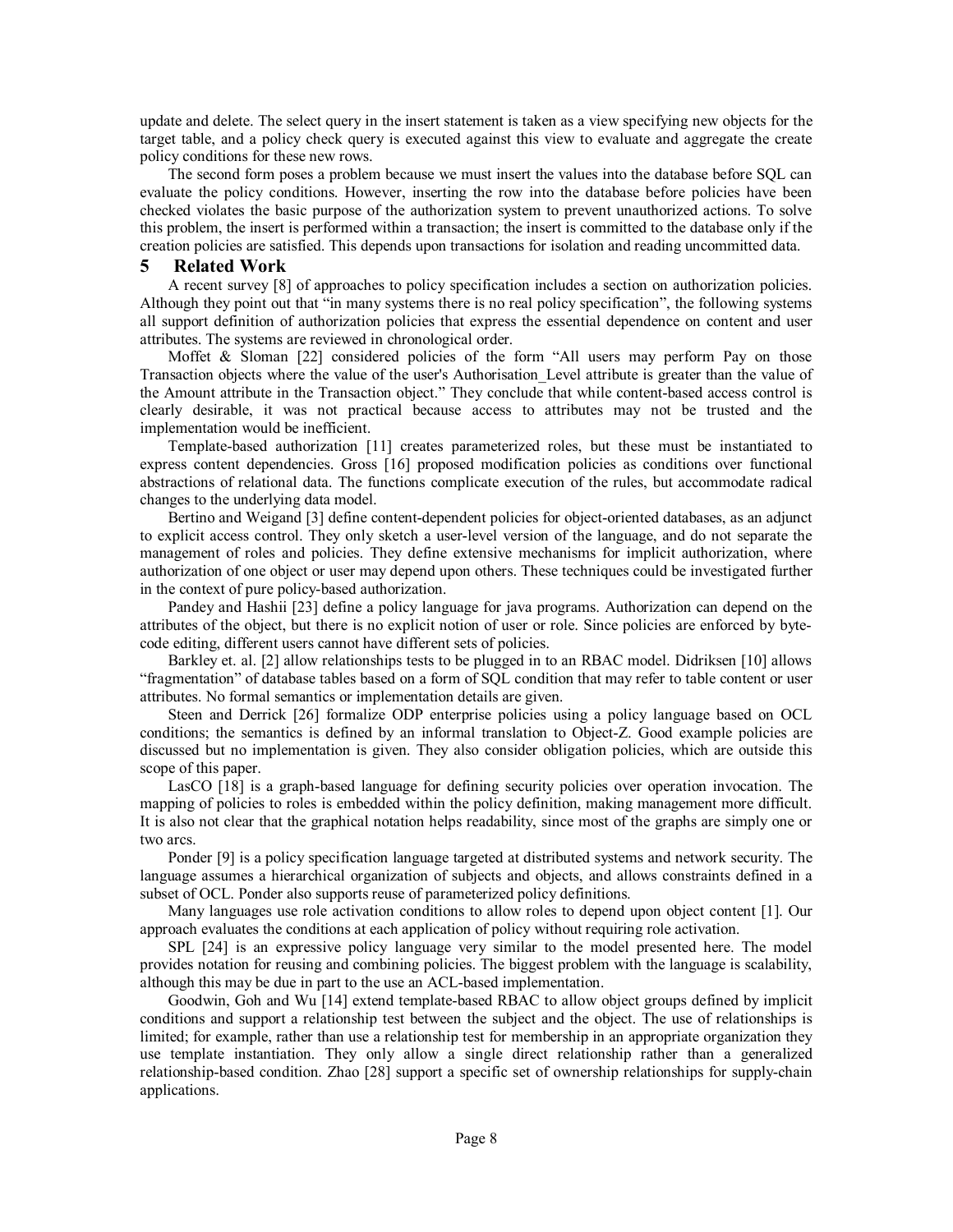update and delete. The select query in the insert statement is taken as a view specifying new objects for the target table, and a policy check query is executed against this view to evaluate and aggregate the create policy conditions for these new rows.

The second form poses a problem because we must insert the values into the database before SQL can evaluate the policy conditions. However, inserting the row into the database before policies have been checked violates the basic purpose of the authorization system to prevent unauthorized actions. To solve this problem, the insert is performed within a transaction; the insert is committed to the database only if the creation policies are satisfied. This depends upon transactions for isolation and reading uncommitted data.

# 5 Related Work

A recent survey [8] of approaches to policy specification includes a section on authorization policies. Although they point out that "in many systems there is no real policy specification", the following systems all support definition of authorization policies that express the essential dependence on content and user attributes. The systems are reviewed in chronological order.

Moffet & Sloman [22] considered policies of the form "All users may perform Pay on those Transaction objects where the value of the user's Authorisation_Level attribute is greater than the value of the Amount attribute in the Transaction object." They conclude that while content-based access control is clearly desirable, it was not practical because access to attributes may not be trusted and the implementation would be inefficient.

Template-based authorization [11] creates parameterized roles, but these must be instantiated to express content dependencies. Gross [16] proposed modification policies as conditions over functional abstractions of relational data. The functions complicate execution of the rules, but accommodate radical changes to the underlying data model.

Bertino and Weigand [3] define content-dependent policies for object-oriented databases, as an adjunct to explicit access control. They only sketch a user-level version of the language, and do not separate the management of roles and policies. They define extensive mechanisms for implicit authorization, where authorization of one object or user may depend upon others. These techniques could be investigated further in the context of pure policy-based authorization.

Pandey and Hashii [23] define a policy language for java programs. Authorization can depend on the attributes of the object, but there is no explicit notion of user or role. Since policies are enforced by byte-code editing, different users cannot have different sets of policies.

Barkley et. al. [2] allow relationships tests to be plugged in to an RBAC model. Didriksen [10] allows "fragmentation" of database tables based on a form of SQL condition that may refer to table content or user attributes. No formal semantics or implementation details are given.

Steen and Derrick [26] formalize ODP enterprise policies using a policy language based on OCL conditions; the semantics is defined by an informal translation to Object-Z. Good example policies are discussed but no implementation is given. They also consider obligation policies, which are outside this scope of this paper.

LasCO [18] is a graph-based language for defining security policies over operation invocation. The mapping of policies to roles is embedded within the policy definition, making management more difficult. It is also not clear that the graphical notation helps readability, since most of the graphs are simply one or two arcs.

Ponder [9] is a policy specification language targeted at distributed systems and network security. The language assumes a hierarchical organization of subjects and objects, and allows constraints defined in a subset of OCL. Ponder also supports reuse of parameterized policy definitions.

Many languages use role activation conditions to allow roles to depend upon object content [1]. Our approach evaluates the conditions at each application of policy without requiring role activation.

SPL [24] is an expressive policy language very similar to the model presented here. The model provides notation for reusing and combining policies. The biggest problem with the language is scalability, although this may be due in part to the use an ACL-based implementation.

Goodwin, Goh and Wu [14] extend template-based RBAC to allow object groups defined by implicit conditions and support a relationship test between the subject and the object. The use of relationships is limited; for example, rather than use a relationship test for membership in an appropriate organization they use template instantiation. They only allow a single direct relationship rather than a generalized relationship-based condition. Zhao [28] support a specific set of ownership relationships for supply-chain applications.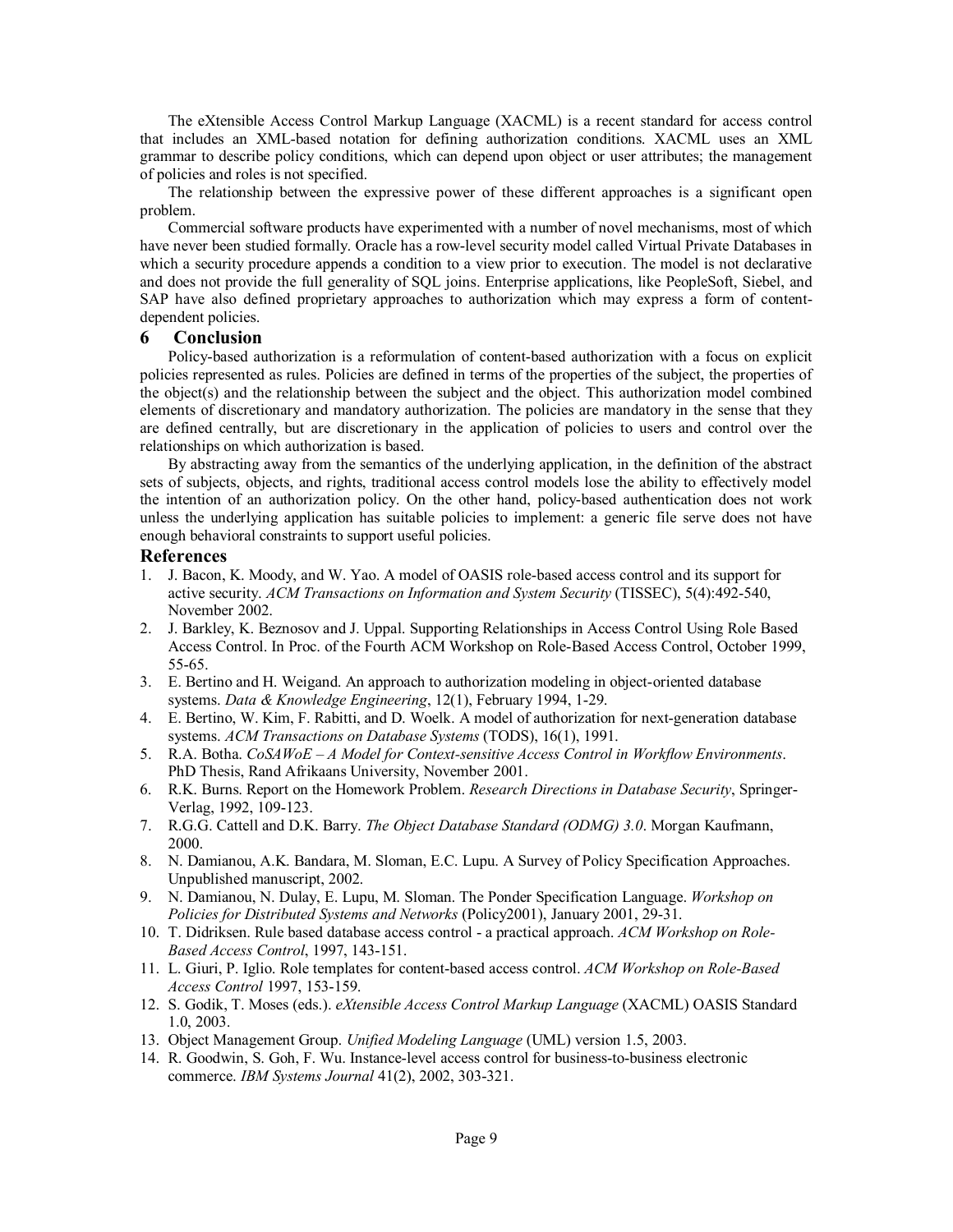The eXtensible Access Control Markup Language (XACML) is a recent standard for access control that includes an XML-based notation for defining authorization conditions. XACML uses an XML grammar to describe policy conditions, which can depend upon object or user attributes; the management of policies and roles is not specified.

The relationship between the expressive power of these different approaches is a significant open problem.

Commercial software products have experimented with a number of novel mechanisms, most of which have never been studied formally. Oracle has a row-level security model called Virtual Private Databases in which a security procedure appends a condition to a view prior to execution. The model is not declarative and does not provide the full generality of SQL joins. Enterprise applications, like PeopleSoft, Siebel, and SAP have also defined proprietary approaches to authorization which may express a form of content-dependent policies.

## 6 Conclusion

Policy-based authorization is a reformulation of content-based authorization with a focus on explicit policies represented as rules. Policies are defined in terms of the properties of the subject, the properties of the object(s) and the relationship between the subject and the object. This authorization model combined elements of discretionary and mandatory authorization. The policies are mandatory in the sense that they are defined centrally, but are discretionary in the application of policies to users and control over the relationships on which authorization is based.

By abstracting away from the semantics of the underlying application, in the definition of the abstract sets of subjects, objects, and rights, traditional access control models lose the ability to effectively model the intention of an authorization policy. On the other hand, policy-based authentication does not work unless the underlying application has suitable policies to implement: a generic file serve does not have enough behavioral constraints to support useful policies.

## References

1. J. Bacon, K. Moody, and W. Yao. A model of OASIS role-based access control and its support for active security. *ACM Transactions on Information and System Security* (TISSEC), 5(4):492-540, November 2002.
2. J. Barkley, K. Beznosov and J. Uppal. Supporting Relationships in Access Control Using Role Based Access Control. In Proc. of the Fourth ACM Workshop on Role-Based Access Control, October 1999, 55-65.
3. E. Bertino and H. Weigand. An approach to authorization modeling in object-oriented database systems. *Data & Knowledge Engineering*, 12(1), February 1994, 1-29.
4. E. Bertino, W. Kim, F. Rabitti, and D. Woelk. A model of authorization for next-generation database systems. *ACM Transactions on Database Systems* (TODS), 16(1), 1991.
5. R.A. Botha. *CoSAWoE – A Model for Context-sensitive Access Control in Workflow Environments*. PhD Thesis, Rand Afrikaans University, November 2001.
6. R.K. Burns. Report on the Homework Problem. *Research Directions in Database Security*, Springer-Verlag, 1992, 109-123.
7. R.G.G. Cattell and D.K. Barry. *The Object Database Standard (ODMG) 3.0*. Morgan Kaufmann, 2000.
8. N. Damianou, A.K. Bandara, M. Sloman, E.C. Lupu. A Survey of Policy Specification Approaches. Unpublished manuscript, 2002.
9. N. Damianou, N. Dulay, E. Lupu, M. Sloman. The Ponder Specification Language. *Workshop on Policies for Distributed Systems and Networks* (Policy2001), January 2001, 29-31.
10. T. Didriksen. Rule based database access control - a practical approach. *ACM Workshop on Role-Based Access Control*, 1997, 143-151.
11. L. Giuri, P. Iglio. Role templates for content-based access control. *ACM Workshop on Role-Based Access Control* 1997, 153-159.
12. S. Godik, T. Moses (eds.). *eXtensible Access Control Markup Language* (XACML) OASIS Standard 1.0, 2003.
13. Object Management Group. *Unified Modeling Language* (UML) version 1.5, 2003.
14. R. Goodwin, S. Goh, F. Wu. Instance-level access control for business-to-business electronic commerce. *IBM Systems Journal* 41(2), 2002, 303-321.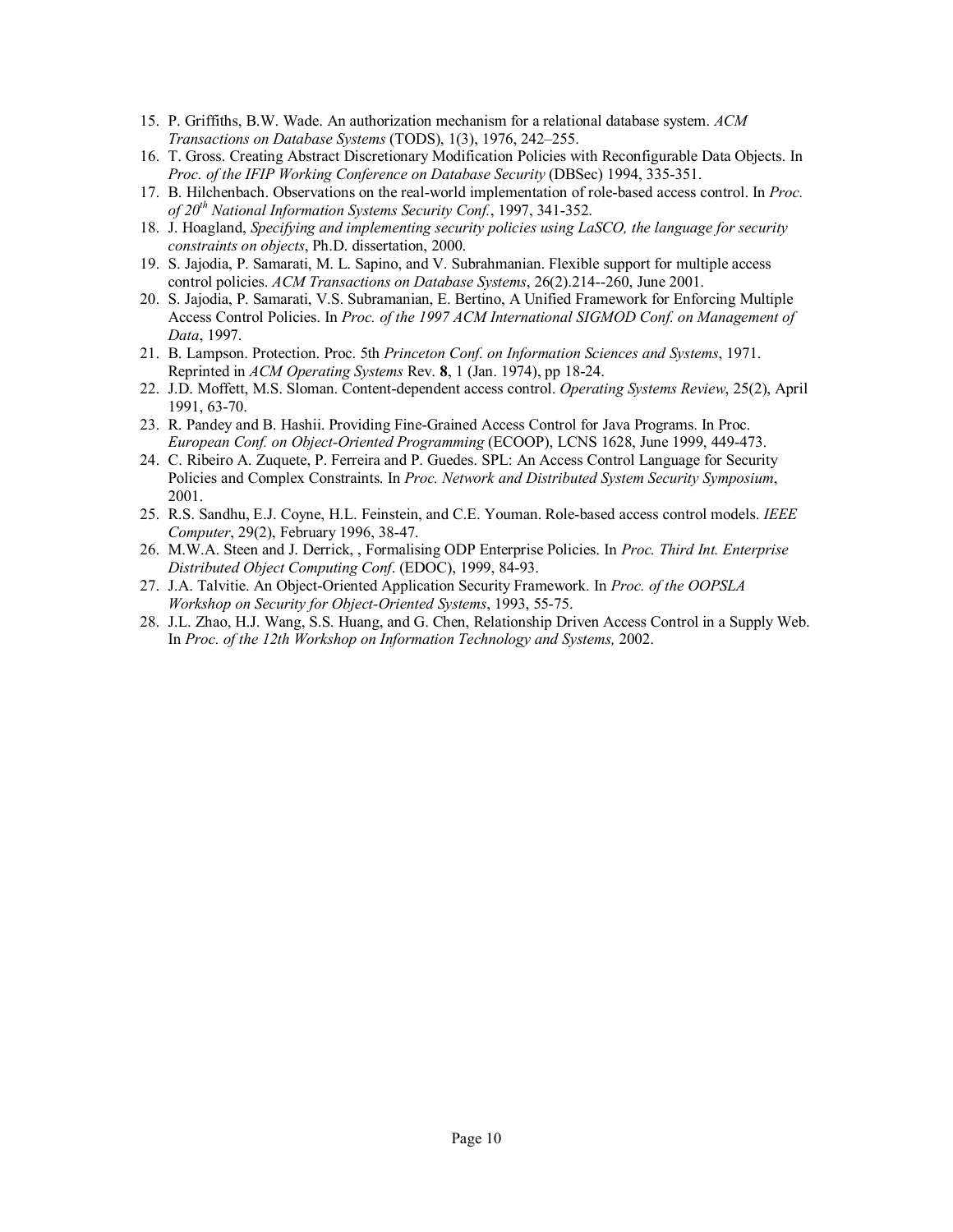15. P. Griffiths, B.W. Wade. An authorization mechanism for a relational database system. *ACM Transactions on Database Systems* (TODS), 1(3), 1976, 242–255.
16. T. Gross. Creating Abstract Discretionary Modification Policies with Reconfigurable Data Objects. In *Proc. of the IFIP Working Conference on Database Security* (DBSec) 1994, 335-351.
17. B. Hilchenbach. Observations on the real-world implementation of role-based access control. In *Proc. of 20th National Information Systems Security Conf.*, 1997, 341-352.
18. J. Hoagland, *Specifying and implementing security policies using LaSCO, the language for security constraints on objects*, Ph.D. dissertation, 2000.
19. S. Jajodia, P. Samarati, M. L. Sapino, and V. Subrahmanian. Flexible support for multiple access control policies. *ACM Transactions on Database Systems*, 26(2).214--260, June 2001.
20. S. Jajodia, P. Samarati, V.S. Subramanian, E. Bertino, A Unified Framework for Enforcing Multiple Access Control Policies. In *Proc. of the 1997 ACM International SIGMOD Conf. on Management of Data*, 1997.
21. B. Lampson. Protection. Proc. 5th *Princeton Conf. on Information Sciences and Systems*, 1971. Reprinted in *ACM Operating Systems* Rev. **8**, 1 (Jan. 1974), pp 18-24.
22. J.D. Moffett, M.S. Sloman. Content-dependent access control. *Operating Systems Review*, 25(2), April 1991, 63-70.
23. R. Pandey and B. Hashii. Providing Fine-Grained Access Control for Java Programs. In Proc. *European Conf. on Object-Oriented Programming* (ECOOP), LCNS 1628, June 1999, 449-473.
24. C. Ribeiro A. Zuquete, P. Ferreira and P. Guedes. SPL: An Access Control Language for Security Policies and Complex Constraints. In *Proc. Network and Distributed System Security Symposium*, 2001.
25. R.S. Sandhu, E.J. Coyne, H.L. Feinstein, and C.E. Youman. Role-based access control models. *IEEE Computer*, 29(2), February 1996, 38-47.
26. M.W.A. Steen and J. Derrick, , Formalising ODP Enterprise Policies. In *Proc. Third Int. Enterprise Distributed Object Computing Conf.* (EDOC), 1999, 84-93.
27. J.A. Talvitie. An Object-Oriented Application Security Framework. In *Proc. of the OOPSLA Workshop on Security for Object-Oriented Systems*, 1993, 55-75.
28. J.L. Zhao, H.J. Wang, S.S. Huang, and G. Chen, Relationship Driven Access Control in a Supply Web. In *Proc. of the 12th Workshop on Information Technology and Systems,* 2002.